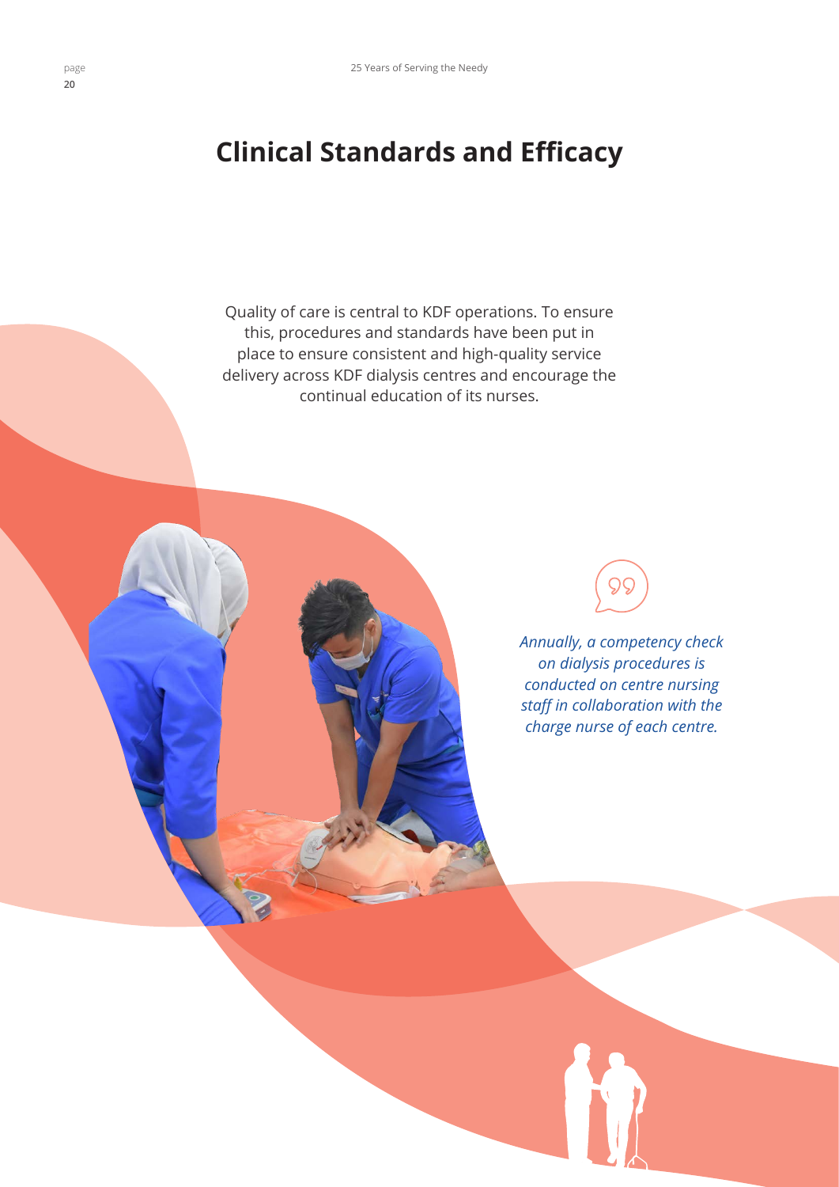# Clinical Standards and Efficacy

Quality of care is central to KDF operations. To ensure this, procedures and standards have been put in place to ensure consistent and high-quality service delivery across KDF dialysis centres and encourage the continual education of its nurses.

*Annually, a competency check on dialysis procedures is conducted on centre nursing staff in collaboration with the charge nurse of each centre.*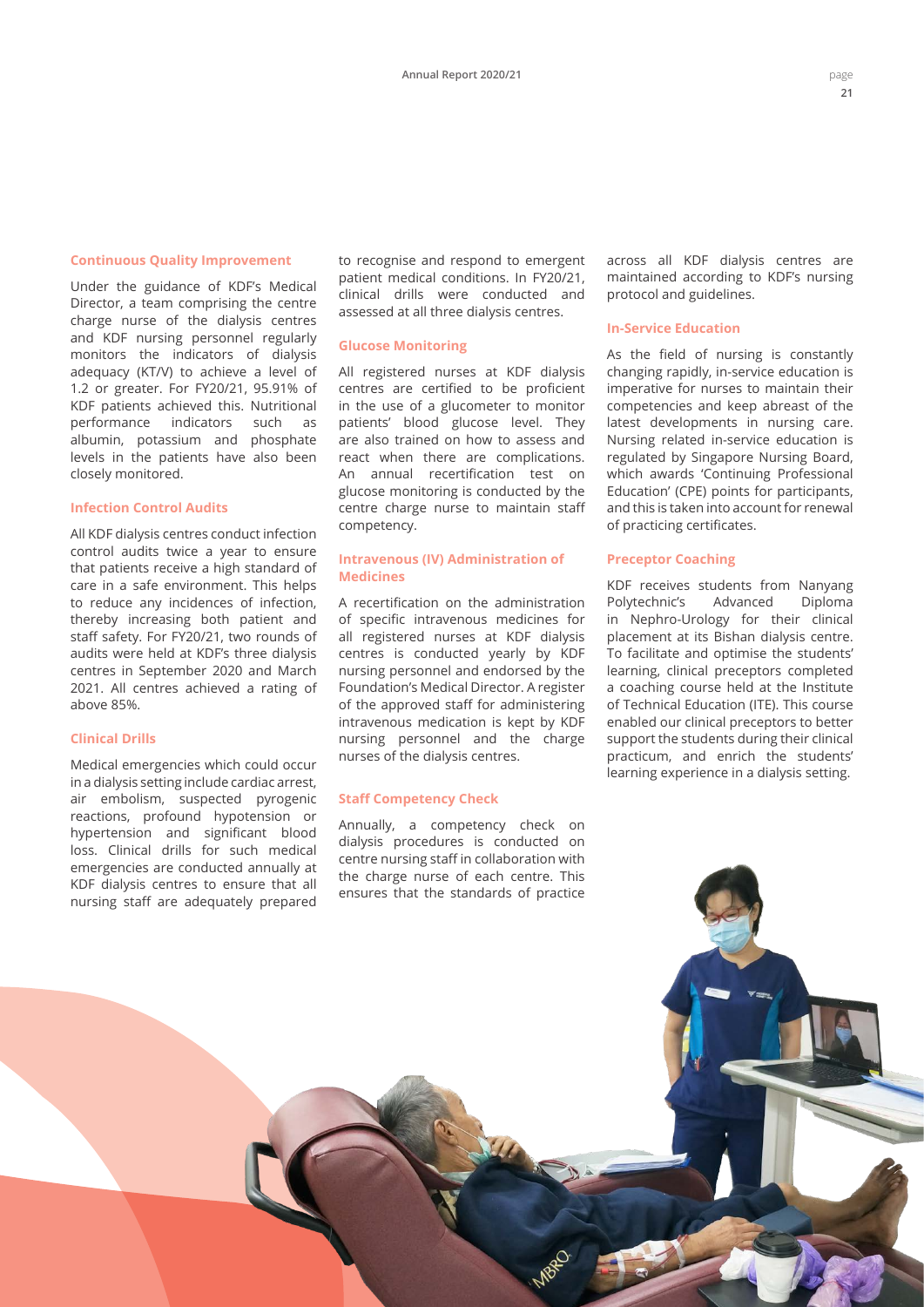### Continuous Quality Improvement

Under the guidance of KDF's Medical Director, a team comprising the centre charge nurse of the dialysis centres and KDF nursing personnel regularly monitors the indicators of dialysis adequacy (KT/V) to achieve a level of 1.2 or greater. For FY20/21, 95.91% of KDF patients achieved this. Nutritional performance indicators such as albumin, potassium and phosphate levels in the patients have also been closely monitored.

### Infection Control Audits

All KDF dialysis centres conduct infection control audits twice a year to ensure that patients receive a high standard of care in a safe environment. This helps to reduce any incidences of infection, thereby increasing both patient and staff safety. For FY20/21, two rounds of audits were held at KDF's three dialysis centres in September 2020 and March 2021. All centres achieved a rating of above 85%.

### Clinical Drills

Medical emergencies which could occur in a dialysis setting include cardiac arrest, air embolism, suspected pyrogenic reactions, profound hypotension or hypertension and significant blood loss. Clinical drills for such medical emergencies are conducted annually at KDF dialysis centres to ensure that all nursing staff are adequately prepared to recognise and respond to emergent patient medical conditions. In FY20/21, clinical drills were conducted and assessed at all three dialysis centres.

### Glucose Monitoring

All registered nurses at KDF dialysis centres are certified to be proficient in the use of a glucometer to monitor patients' blood glucose level. They are also trained on how to assess and react when there are complications. An annual recertification test on glucose monitoring is conducted by the centre charge nurse to maintain staff competency.

### Intravenous (IV) Administration of Medicines

A recertification on the administration of specific intravenous medicines for all registered nurses at KDF dialysis centres is conducted yearly by KDF nursing personnel and endorsed by the Foundation's Medical Director. A register of the approved staff for administering intravenous medication is kept by KDF nursing personnel and the charge nurses of the dialysis centres.

### Staff Competency Check

Annually, a competency check on dialysis procedures is conducted on centre nursing staff in collaboration with the charge nurse of each centre. This ensures that the standards of practice across all KDF dialysis centres are maintained according to KDF's nursing protocol and guidelines.

### In-Service Education

As the field of nursing is constantly changing rapidly, in-service education is imperative for nurses to maintain their competencies and keep abreast of the latest developments in nursing care. Nursing related in-service education is regulated by Singapore Nursing Board, which awards 'Continuing Professional Education' (CPE) points for participants, and this is taken into account for renewal of practicing certificates.

### Preceptor Coaching

KDF receives students from Nanyang Polytechnic's Advanced Diploma in Nephro-Urology for their clinical placement at its Bishan dialysis centre. To facilitate and optimise the students' learning, clinical preceptors completed a coaching course held at the Institute of Technical Education (ITE). This course enabled our clinical preceptors to better support the students during their clinical practicum, and enrich the students' learning experience in a dialysis setting.